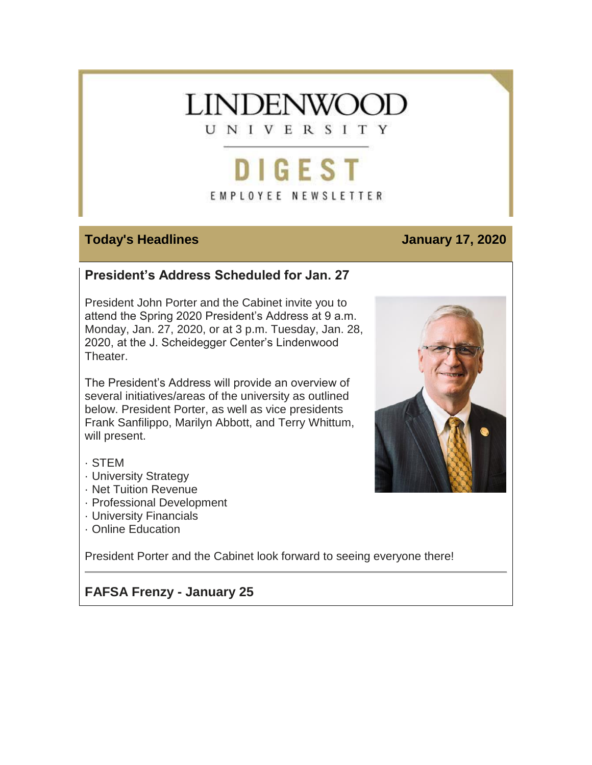# LINDENWOOD UNIVERSITY

# DIGEST

EMPLOYEE NEWSLETTER

## Today's Headlines — January 17, 2020

### President's Address Scheduled for Jan. 27

President John Porter and the Cabinet invite you to attend the Spring 2020 President's Address at 9 a.m. Monday, Jan. 27, 2020, or at 3 p.m. Tuesday, Jan. 28, 2020, at the J. Scheidegger Center's Lindenwood Theater.

The President's Address will provide an overview of several initiatives/areas of the university as outlined below. President Porter, as well as vice presidents Frank Sanfilippo, Marilyn Abbott, and Terry Whittum, will present.

- STEM
- University Strategy
- Net Tuition Revenue
- Professional Development
- University Financials
- Online Education

President Porter and the Cabinet look forward to seeing everyone there!

### FAFSA Frenzy - January 25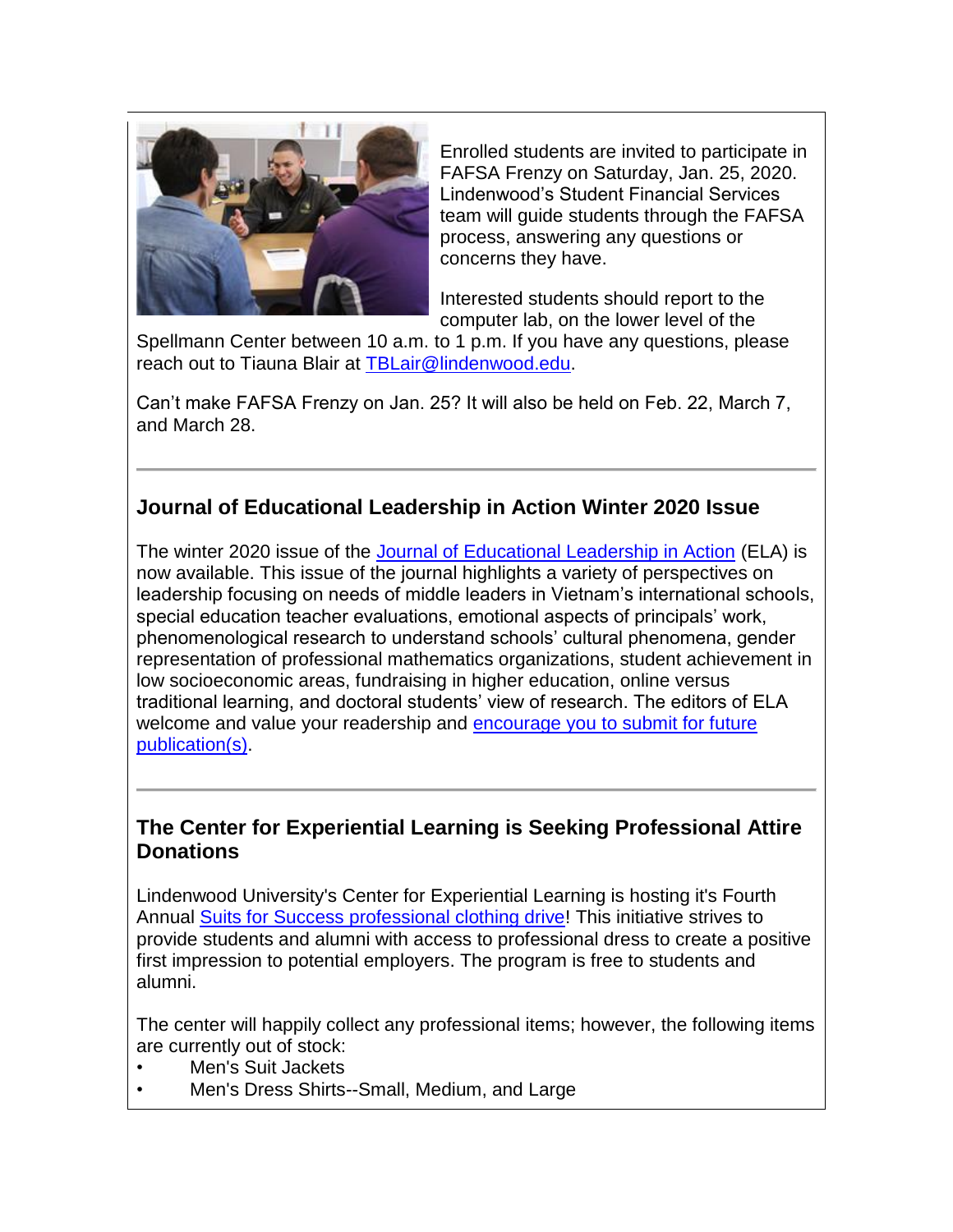Enrolled students are invited to participate in FAFSA Frenzy on Saturday, Jan. 25, 2020. Lindenwood's Student Financial Services team will guide students through the FAFSA process, answering any questions or concerns they have.

Interested students should report to the computer lab, on the lower level of the Spellmann Center between 10 a.m. to 1 p.m. If you have any questions, please reach out to Tiauna Blair at TBLair@lindenwood.edu.

Can't make FAFSA Frenzy on Jan. 25? It will also be held on Feb. 22, March 7, and March 28.

---

## Journal of Educational Leadership in Action Winter 2020 Issue

The winter 2020 issue of the Journal of Educational Leadership in Action (ELA) is now available. This issue of the journal highlights a variety of perspectives on leadership focusing on needs of middle leaders in Vietnam's international schools, special education teacher evaluations, emotional aspects of principals' work, phenomenological research to understand schools' cultural phenomena, gender representation of professional mathematics organizations, student achievement in low socioeconomic areas, fundraising in higher education, online versus traditional learning, and doctoral students' view of research. The editors of ELA welcome and value your readership and encourage you to submit for future publication(s).

---

## The Center for Experiential Learning is Seeking Professional Attire Donations

Lindenwood University's Center for Experiential Learning is hosting it's Fourth Annual Suits for Success professional clothing drive! This initiative strives to provide students and alumni with access to professional dress to create a positive first impression to potential employers. The program is free to students and alumni.

The center will happily collect any professional items; however, the following items are currently out of stock:

- Men's Suit Jackets
- Men's Dress Shirts--Small, Medium, and Large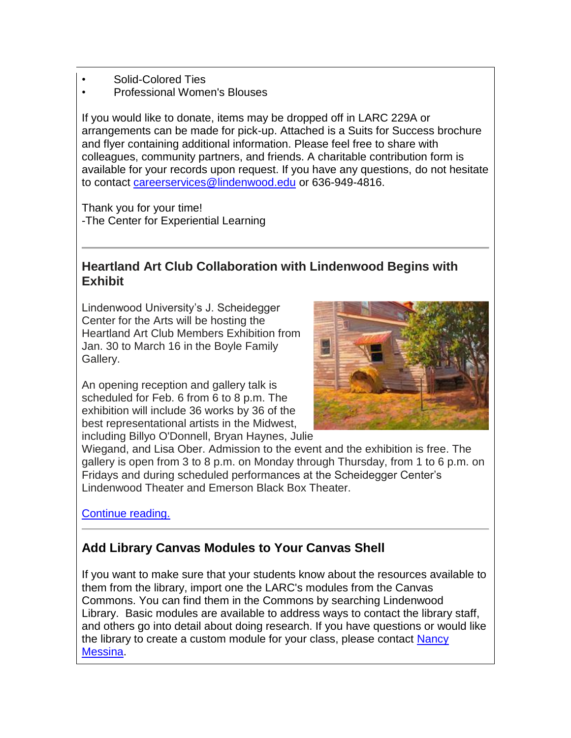- Solid-Colored Ties
- Professional Women's Blouses

If you would like to donate, items may be dropped off in LARC 229A or arrangements can be made for pick-up. Attached is a Suits for Success brochure and flyer containing additional information. Please feel free to share with colleagues, community partners, and friends. A charitable contribution form is available for your records upon request. If you have any questions, do not hesitate to contact careerservices@lindenwood.edu or 636-949-4816.

Thank you for your time!
-The Center for Experiential Learning

---

### Heartland Art Club Collaboration with Lindenwood Begins with Exhibit

Lindenwood University's J. Scheidegger Center for the Arts will be hosting the Heartland Art Club Members Exhibition from Jan. 30 to March 16 in the Boyle Family Gallery.

An opening reception and gallery talk is scheduled for Feb. 6 from 6 to 8 p.m. The exhibition will include 36 works by 36 of the best representational artists in the Midwest, including Billyo O'Donnell, Bryan Haynes, Julie Wiegand, and Lisa Ober. Admission to the event and the exhibition is free. The gallery is open from 3 to 8 p.m. on Monday through Thursday, from 1 to 6 p.m. on Fridays and during scheduled performances at the Scheidegger Center's Lindenwood Theater and Emerson Black Box Theater.

Continue reading.

---

### Add Library Canvas Modules to Your Canvas Shell

If you want to make sure that your students know about the resources available to them from the library, import one the LARC's modules from the Canvas Commons. You can find them in the Commons by searching Lindenwood Library. Basic modules are available to address ways to contact the library staff, and others go into detail about doing research. If you have questions or would like the library to create a custom module for your class, please contact Nancy Messina.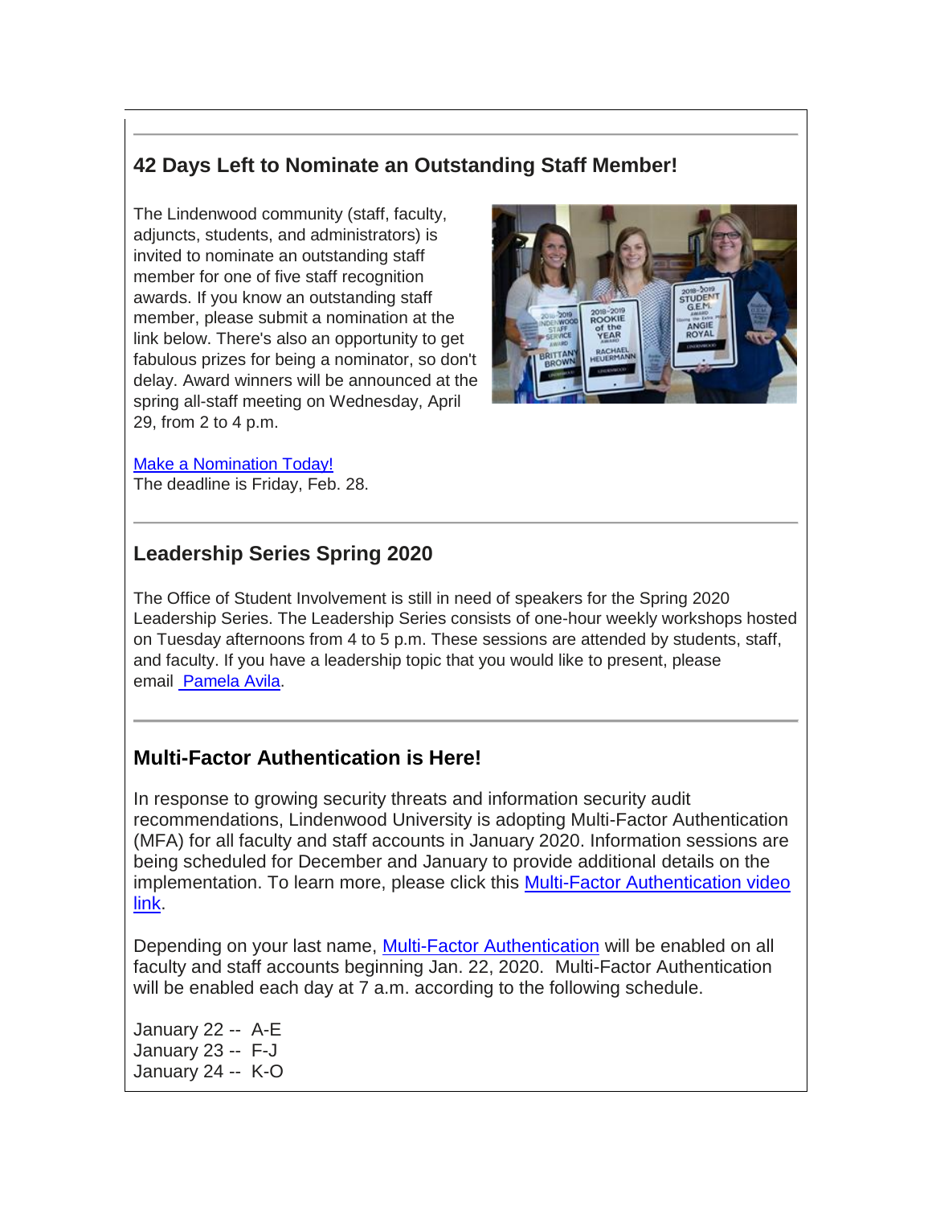## 42 Days Left to Nominate an Outstanding Staff Member!

The Lindenwood community (staff, faculty, adjuncts, students, and administrators) is invited to nominate an outstanding staff member for one of five staff recognition awards. If you know an outstanding staff member, please submit a nomination at the link below. There's also an opportunity to get fabulous prizes for being a nominator, so don't delay. Award winners will be announced at the spring all-staff meeting on Wednesday, April 29, from 2 to 4 p.m.

[Make a Nomination Today!]
The deadline is Friday, Feb. 28.

---

## Leadership Series Spring 2020

The Office of Student Involvement is still in need of speakers for the Spring 2020 Leadership Series. The Leadership Series consists of one-hour weekly workshops hosted on Tuesday afternoons from 4 to 5 p.m. These sessions are attended by students, staff, and faculty. If you have a leadership topic that you would like to present, please email Pamela Avila.

---

## Multi-Factor Authentication is Here!

In response to growing security threats and information security audit recommendations, Lindenwood University is adopting Multi-Factor Authentication (MFA) for all faculty and staff accounts in January 2020. Information sessions are being scheduled for December and January to provide additional details on the implementation. To learn more, please click this Multi-Factor Authentication video link.

Depending on your last name, Multi-Factor Authentication will be enabled on all faculty and staff accounts beginning Jan. 22, 2020. Multi-Factor Authentication will be enabled each day at 7 a.m. according to the following schedule.

January 22 -- A-E
January 23 -- F-J
January 24 -- K-O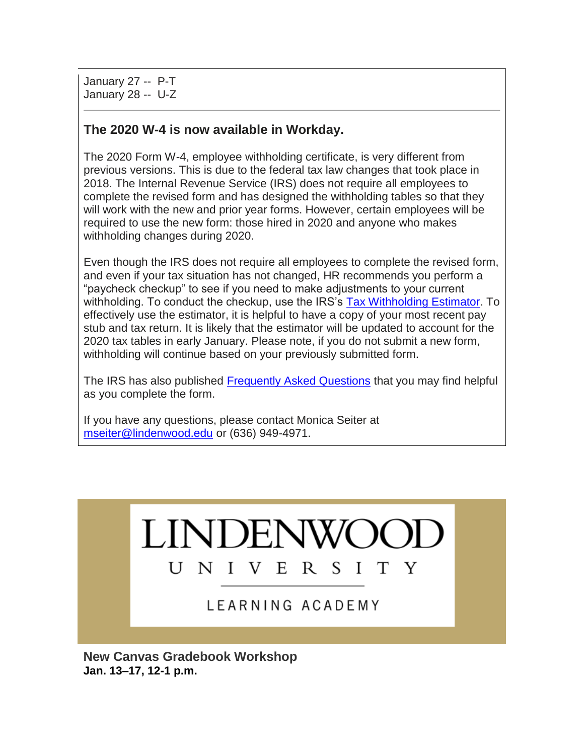January 27 -- P-T
January 28 -- U-Z

---

### The 2020 W-4 is now available in Workday.

The 2020 Form W-4, employee withholding certificate, is very different from previous versions. This is due to the federal tax law changes that took place in 2018. The Internal Revenue Service (IRS) does not require all employees to complete the revised form and has designed the withholding tables so that they will work with the new and prior year forms. However, certain employees will be required to use the new form: those hired in 2020 and anyone who makes withholding changes during 2020.

Even though the IRS does not require all employees to complete the revised form, and even if your tax situation has not changed, HR recommends you perform a “paycheck checkup” to see if you need to make adjustments to your current withholding. To conduct the checkup, use the IRS’s Tax Withholding Estimator. To effectively use the estimator, it is helpful to have a copy of your most recent pay stub and tax return. It is likely that the estimator will be updated to account for the 2020 tax tables in early January. Please note, if you do not submit a new form, withholding will continue based on your previously submitted form.

The IRS has also published Frequently Asked Questions that you may find helpful as you complete the form.

If you have any questions, please contact Monica Seiter at mseiter@lindenwood.edu or (636) 949-4971.

LINDENWOOD UNIVERSITY

LEARNING ACADEMY

**New Canvas Gradebook Workshop**
**Jan. 13–17, 12-1 p.m.**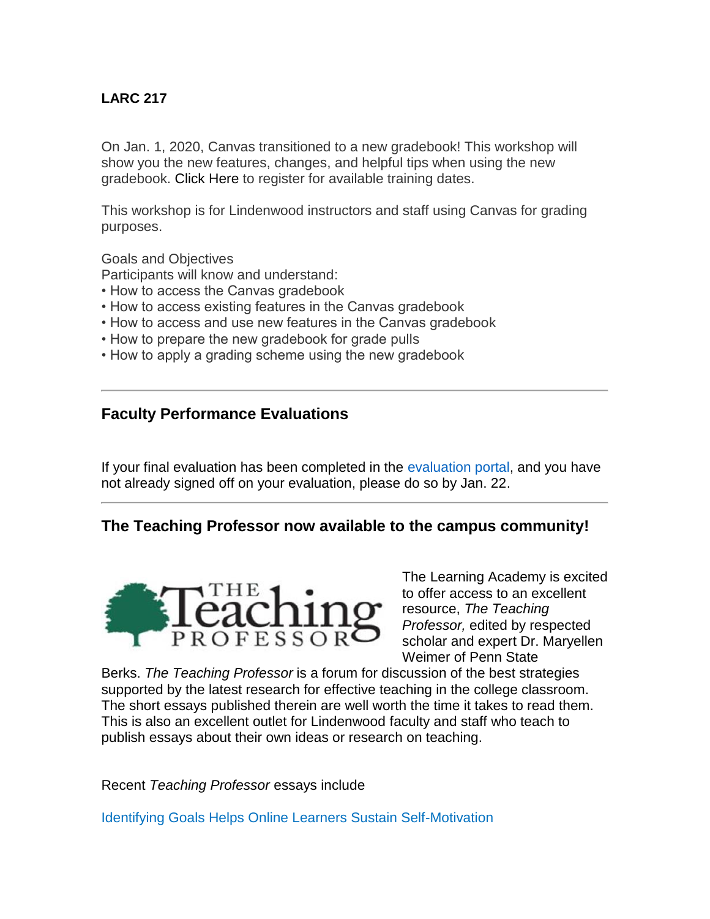**LARC 217**

On Jan. 1, 2020, Canvas transitioned to a new gradebook! This workshop will show you the new features, changes, and helpful tips when using the new gradebook. Click Here to register for available training dates.

This workshop is for Lindenwood instructors and staff using Canvas for grading purposes.

Goals and Objectives
Participants will know and understand:
- How to access the Canvas gradebook
- How to access existing features in the Canvas gradebook
- How to access and use new features in the Canvas gradebook
- How to prepare the new gradebook for grade pulls
- How to apply a grading scheme using the new gradebook

---

## Faculty Performance Evaluations

If your final evaluation has been completed in the evaluation portal, and you have not already signed off on your evaluation, please do so by Jan. 22.

---

## The Teaching Professor now available to the campus community!

The Learning Academy is excited to offer access to an excellent resource, *The Teaching Professor,* edited by respected scholar and expert Dr. Maryellen Weimer of Penn State Berks. *The Teaching Professor* is a forum for discussion of the best strategies supported by the latest research for effective teaching in the college classroom. The short essays published therein are well worth the time it takes to read them. This is also an excellent outlet for Lindenwood faculty and staff who teach to publish essays about their own ideas or research on teaching.

Recent *Teaching Professor* essays include

Identifying Goals Helps Online Learners Sustain Self-Motivation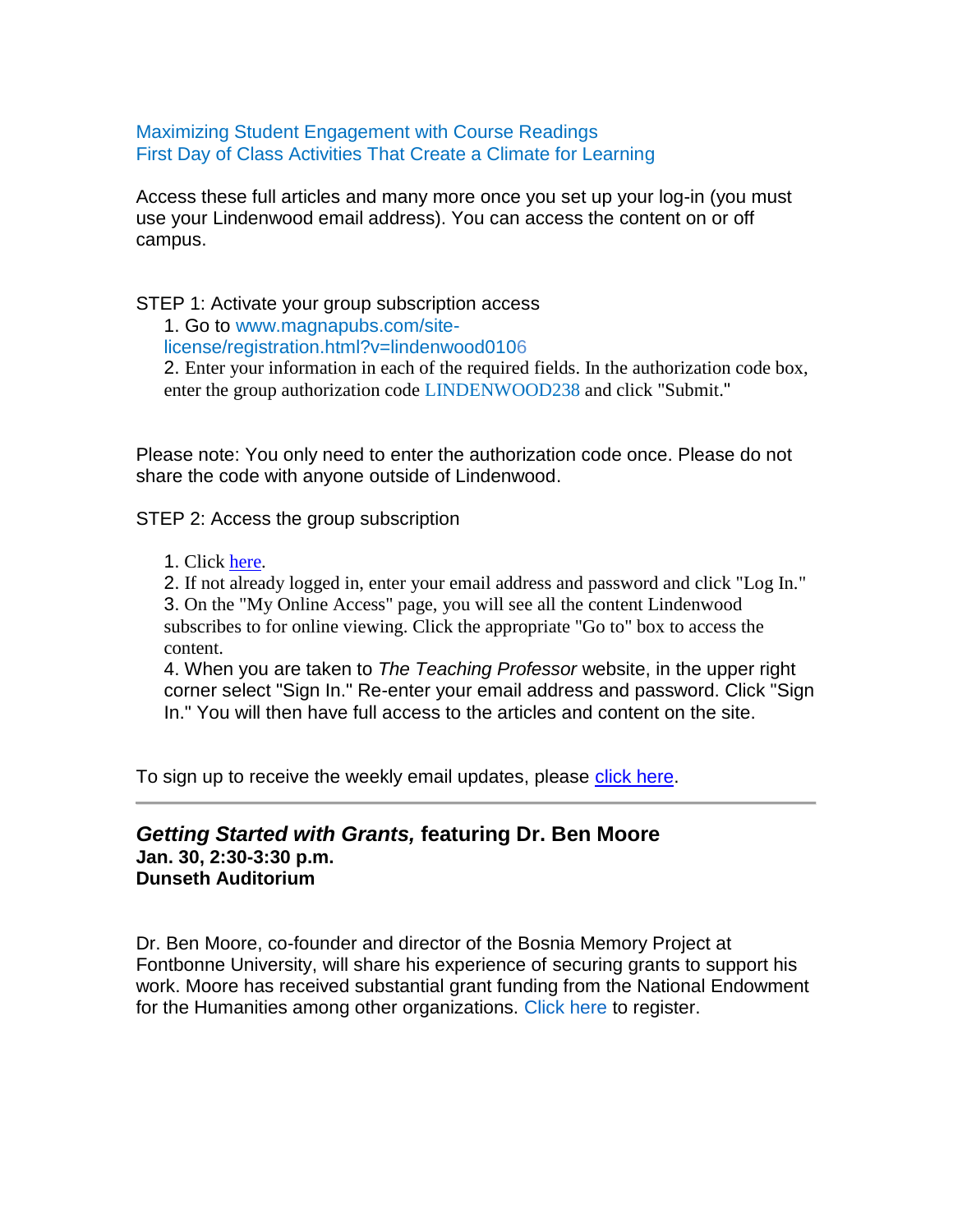Maximizing Student Engagement with Course Readings
First Day of Class Activities That Create a Climate for Learning

Access these full articles and many more once you set up your log-in (you must use your Lindenwood email address). You can access the content on or off campus.

STEP 1: Activate your group subscription access

1. Go to www.magnapubs.com/site-license/registration.html?v=lindenwood0106
2. Enter your information in each of the required fields. In the authorization code box, enter the group authorization code LINDENWOOD238 and click "Submit."

Please note: You only need to enter the authorization code once. Please do not share the code with anyone outside of Lindenwood.

STEP 2: Access the group subscription

1. Click here.
2. If not already logged in, enter your email address and password and click "Log In."
3. On the "My Online Access" page, you will see all the content Lindenwood subscribes to for online viewing. Click the appropriate "Go to" box to access the content.
4. When you are taken to *The Teaching Professor* website, in the upper right corner select "Sign In." Re-enter your email address and password. Click "Sign In." You will then have full access to the articles and content on the site.

To sign up to receive the weekly email updates, please click here.

---

### *Getting Started with Grants,* featuring Dr. Ben Moore

**Jan. 30, 2:30-3:30 p.m.**
**Dunseth Auditorium**

Dr. Ben Moore, co-founder and director of the Bosnia Memory Project at Fontbonne University, will share his experience of securing grants to support his work. Moore has received substantial grant funding from the National Endowment for the Humanities among other organizations. Click here to register.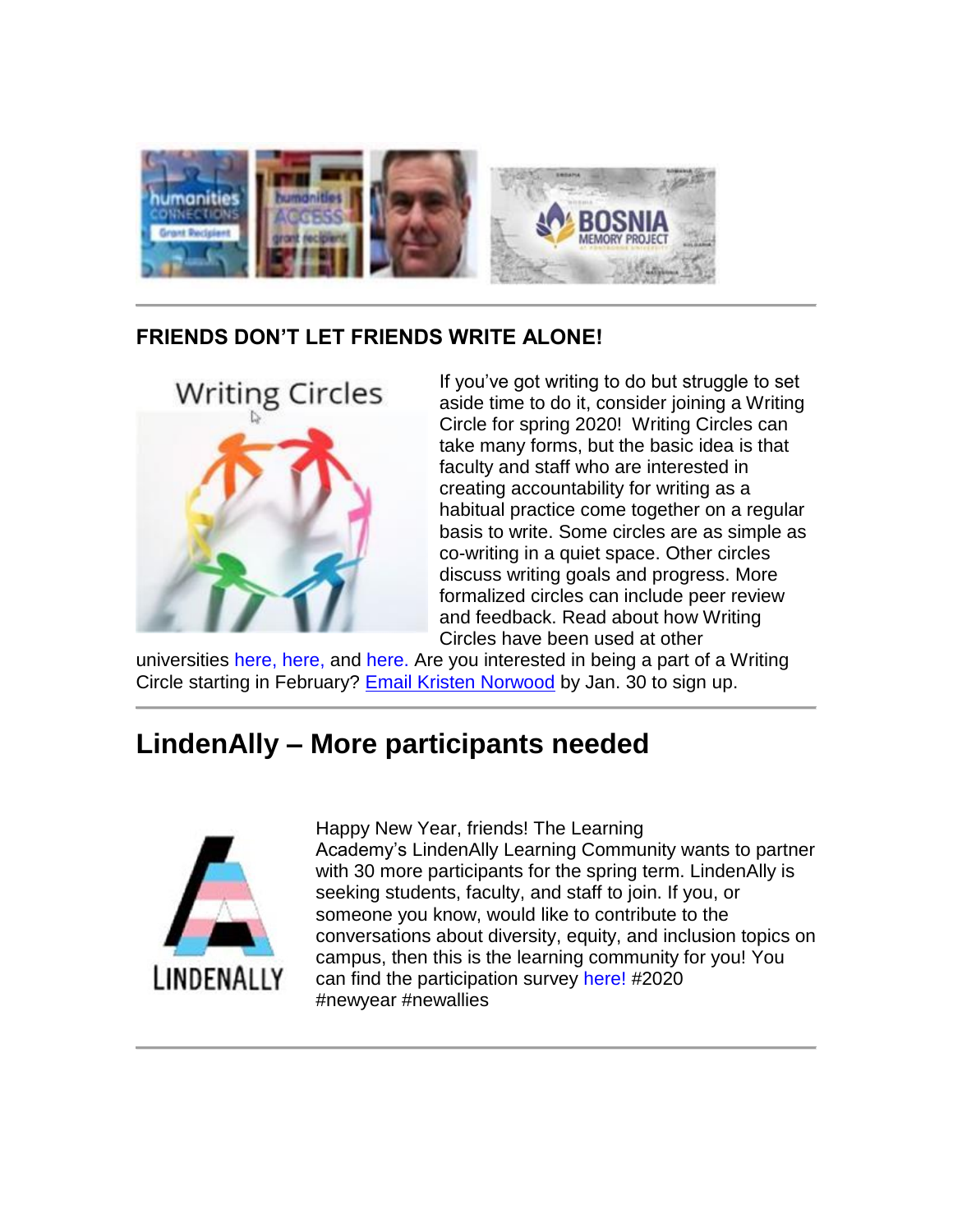## FRIENDS DON'T LET FRIENDS WRITE ALONE!

If you've got writing to do but struggle to set aside time to do it, consider joining a Writing Circle for spring 2020! Writing Circles can take many forms, but the basic idea is that faculty and staff who are interested in creating accountability for writing as a habitual practice come together on a regular basis to write. Some circles are as simple as co-writing in a quiet space. Other circles discuss writing goals and progress. More formalized circles can include peer review and feedback. Read about how Writing Circles have been used at other universities here, here, and here. Are you interested in being a part of a Writing Circle starting in February? Email Kristen Norwood by Jan. 30 to sign up.

# LindenAlly – More participants needed

Happy New Year, friends! The Learning Academy's LindenAlly Learning Community wants to partner with 30 more participants for the spring term. LindenAlly is seeking students, faculty, and staff to join. If you, or someone you know, would like to contribute to the conversations about diversity, equity, and inclusion topics on campus, then this is the learning community for you! You can find the participation survey here! #2020 #newyear #newallies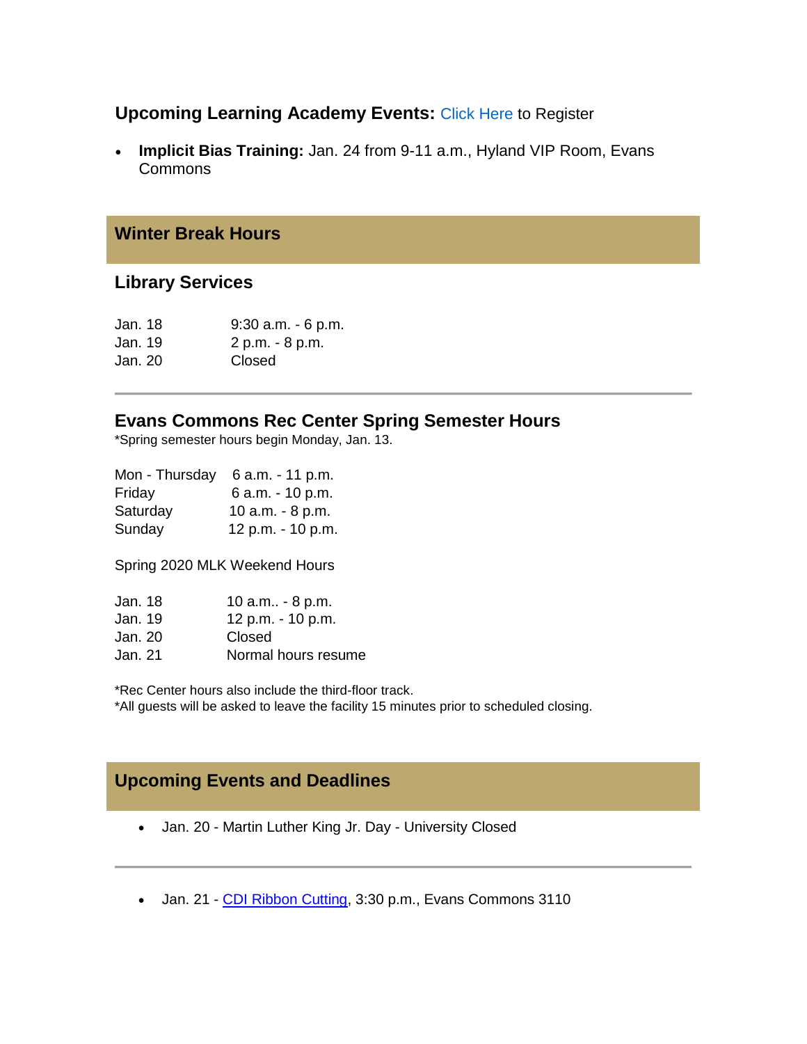### **Upcoming Learning Academy Events:** Click Here to Register

- **Implicit Bias Training:** Jan. 24 from 9-11 a.m., Hyland VIP Room, Evans Commons

## Winter Break Hours

### Library Services

| | |
|---|---|
| Jan. 18 | 9:30 a.m. - 6 p.m. |
| Jan. 19 | 2 p.m. - 8 p.m. |
| Jan. 20 | Closed |

---

### Evans Commons Rec Center Spring Semester Hours

*Spring semester hours begin Monday, Jan. 13.

| | |
|---|---|
| Mon - Thursday | 6 a.m. - 11 p.m. |
| Friday | 6 a.m. - 10 p.m. |
| Saturday | 10 a.m. - 8 p.m. |
| Sunday | 12 p.m. - 10 p.m. |

Spring 2020 MLK Weekend Hours

| | |
|---|---|
| Jan. 18 | 10 a.m.. - 8 p.m. |
| Jan. 19 | 12 p.m. - 10 p.m. |
| Jan. 20 | Closed |
| Jan. 21 | Normal hours resume |

*Rec Center hours also include the third-floor track.
*All guests will be asked to leave the facility 15 minutes prior to scheduled closing.

## Upcoming Events and Deadlines

- Jan. 20 - Martin Luther King Jr. Day - University Closed

---

- Jan. 21 - CDI Ribbon Cutting, 3:30 p.m., Evans Commons 3110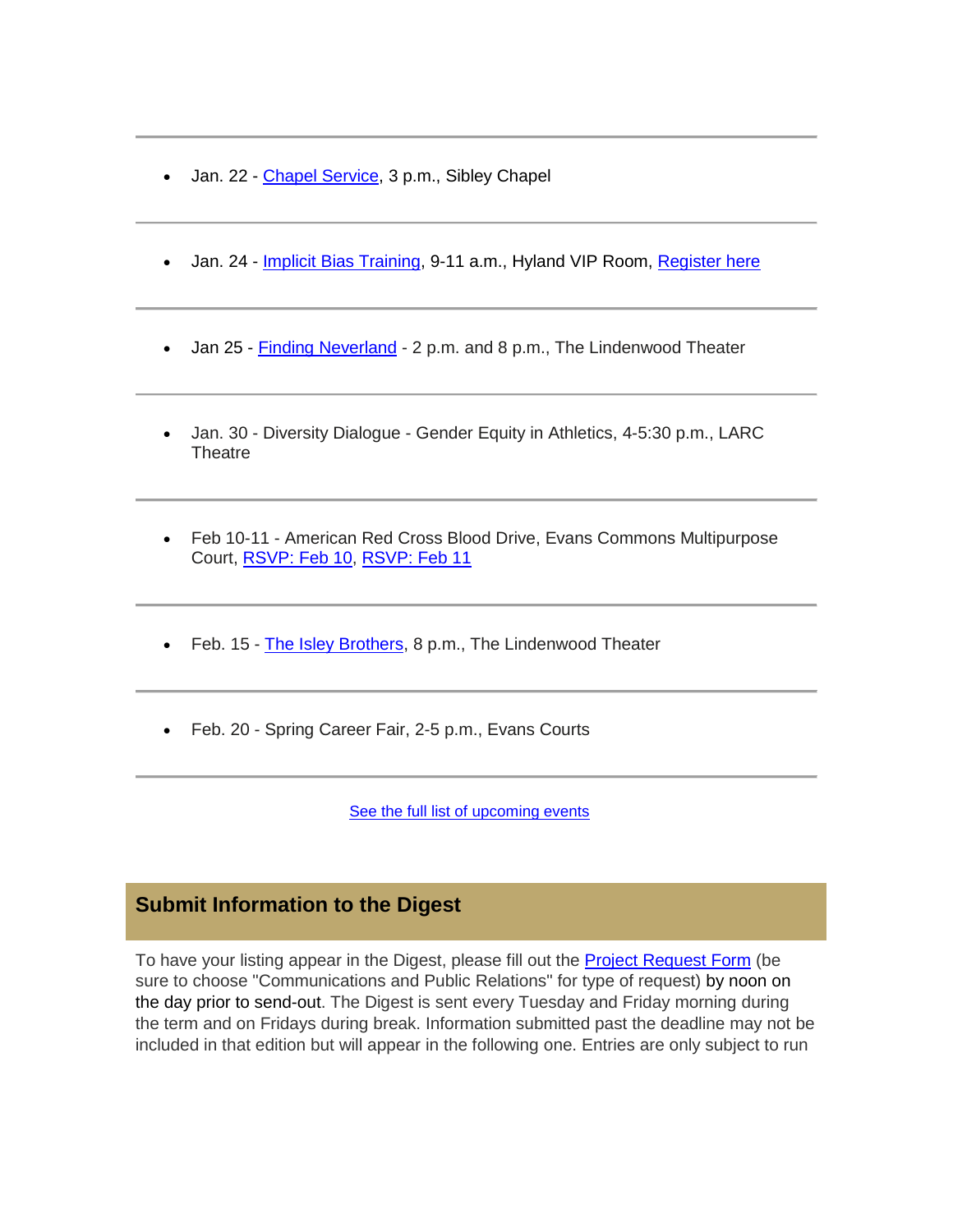---

- Jan. 22 - Chapel Service, 3 p.m., Sibley Chapel

---

- Jan. 24 - Implicit Bias Training, 9-11 a.m., Hyland VIP Room, Register here

---

- Jan 25 - Finding Neverland - 2 p.m. and 8 p.m., The Lindenwood Theater

---

- Jan. 30 - Diversity Dialogue - Gender Equity in Athletics, 4-5:30 p.m., LARC Theatre

---

- Feb 10-11 - American Red Cross Blood Drive, Evans Commons Multipurpose Court, RSVP: Feb 10, RSVP: Feb 11

---

- Feb. 15 - The Isley Brothers, 8 p.m., The Lindenwood Theater

---

- Feb. 20 - Spring Career Fair, 2-5 p.m., Evans Courts

---

See the full list of upcoming events

## Submit Information to the Digest

To have your listing appear in the Digest, please fill out the Project Request Form (be sure to choose "Communications and Public Relations" for type of request) by noon on the day prior to send-out. The Digest is sent every Tuesday and Friday morning during the term and on Fridays during break. Information submitted past the deadline may not be included in that edition but will appear in the following one. Entries are only subject to run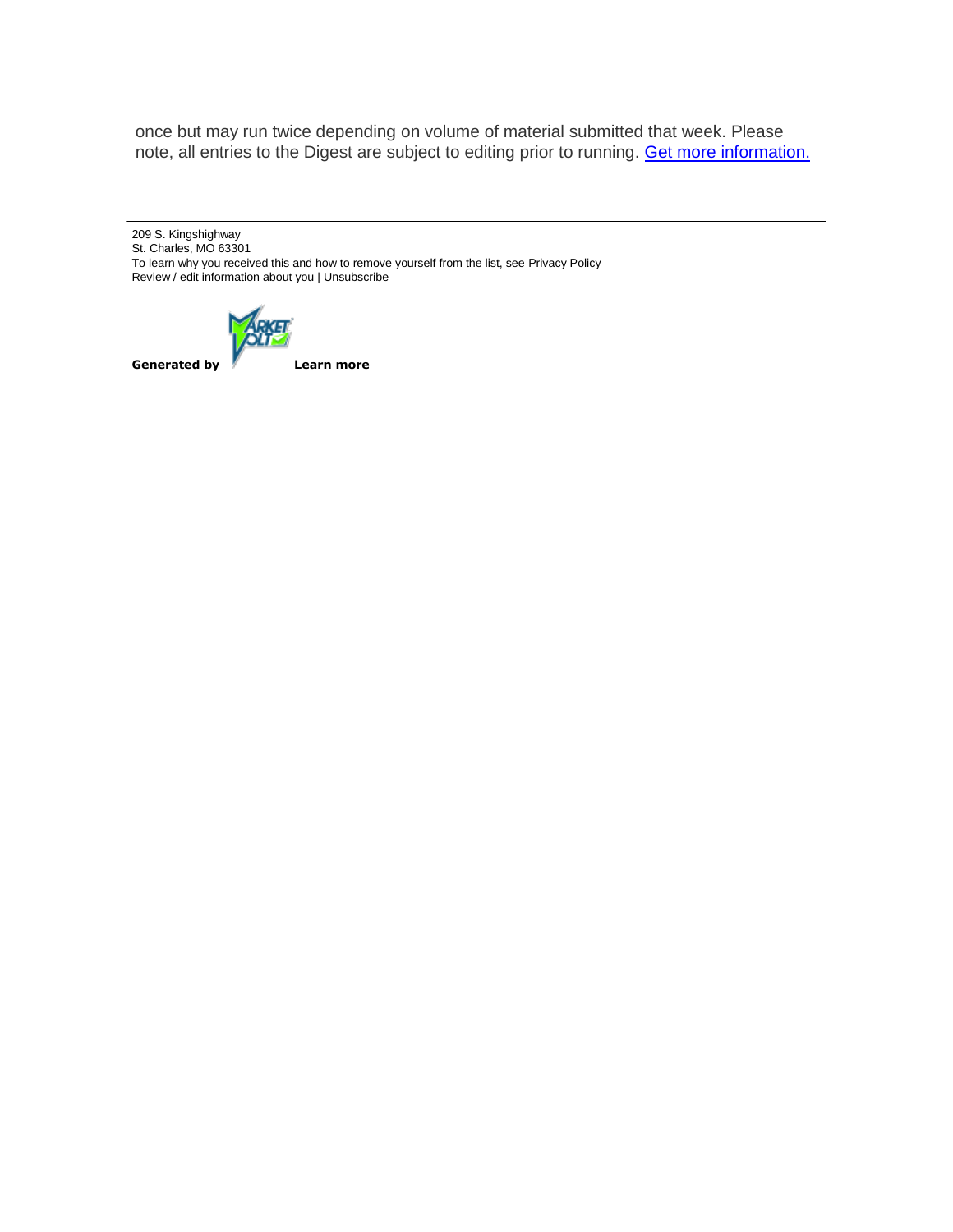once but may run twice depending on volume of material submitted that week. Please note, all entries to the Digest are subject to editing prior to running. Get more information.

---

209 S. Kingshighway
St. Charles, MO 63301
To learn why you received this and how to remove yourself from the list, see Privacy Policy
Review / edit information about you | Unsubscribe

**Generated by** **Learn more**